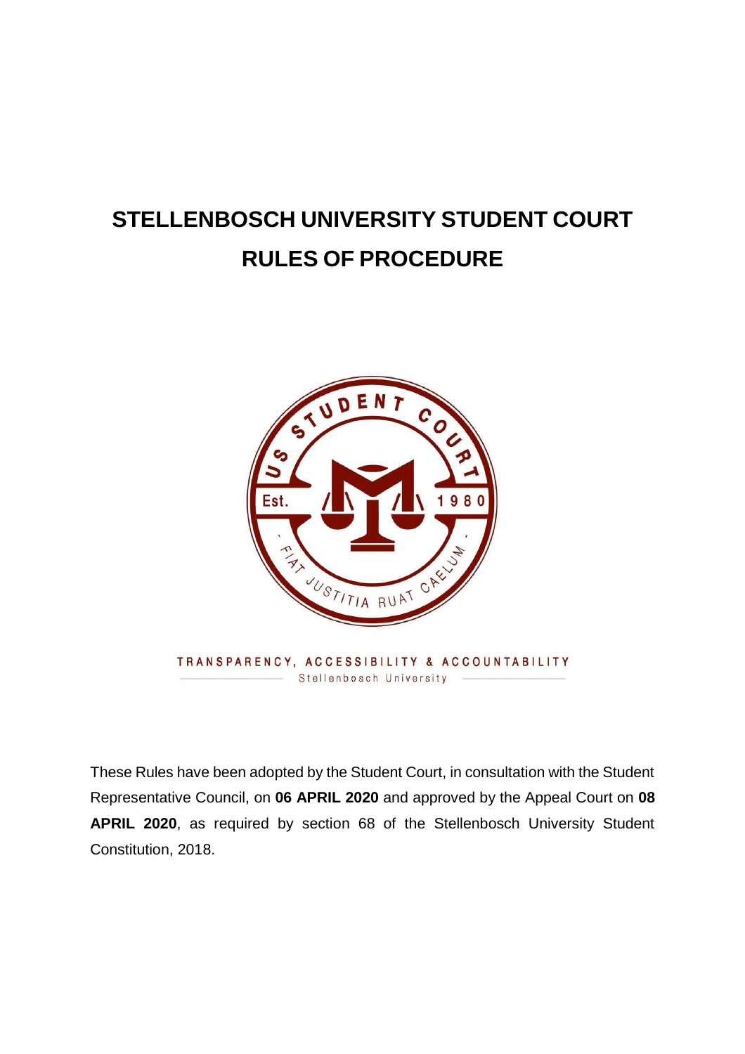# STELLENBOSCH UNIVERSITY STUDENT COURT RULES OF PROCEDURE

TRANSPARENCY, ACCESSIBILITY & ACCOUNTABILITY

Stellenbosch University

These Rules have been adopted by the Student Court, in consultation with the Student Representative Council, on **06 APRIL 2020** and approved by the Appeal Court on **08 APRIL 2020**, as required by section 68 of the Stellenbosch University Student Constitution, 2018.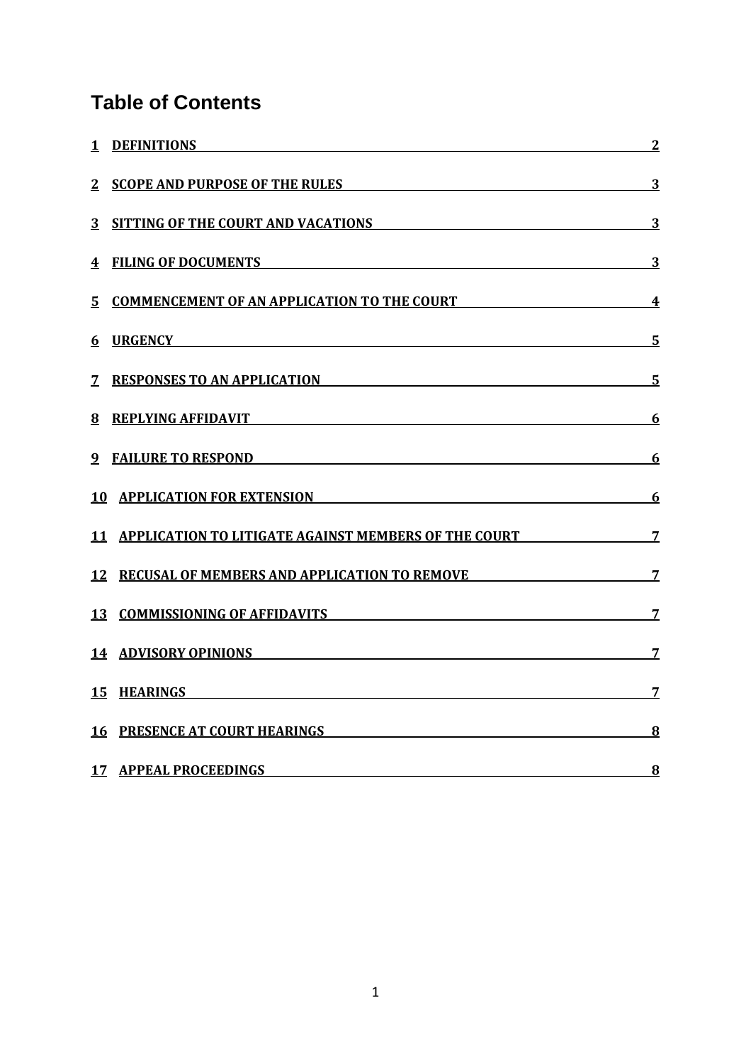# Table of Contents

| | | |
|---|---|---|
| 1 | DEFINITIONS | 2 |
| 2 | SCOPE AND PURPOSE OF THE RULES | 3 |
| 3 | SITTING OF THE COURT AND VACATIONS | 3 |
| 4 | FILING OF DOCUMENTS | 3 |
| 5 | COMMENCEMENT OF AN APPLICATION TO THE COURT | 4 |
| 6 | URGENCY | 5 |
| 7 | RESPONSES TO AN APPLICATION | 5 |
| 8 | REPLYING AFFIDAVIT | 6 |
| 9 | FAILURE TO RESPOND | 6 |
| 10 | APPLICATION FOR EXTENSION | 6 |
| 11 | APPLICATION TO LITIGATE AGAINST MEMBERS OF THE COURT | 7 |
| 12 | RECUSAL OF MEMBERS AND APPLICATION TO REMOVE | 7 |
| 13 | COMMISSIONING OF AFFIDAVITS | 7 |
| 14 | ADVISORY OPINIONS | 7 |
| 15 | HEARINGS | 7 |
| 16 | PRESENCE AT COURT HEARINGS | 8 |
| 17 | APPEAL PROCEEDINGS | 8 |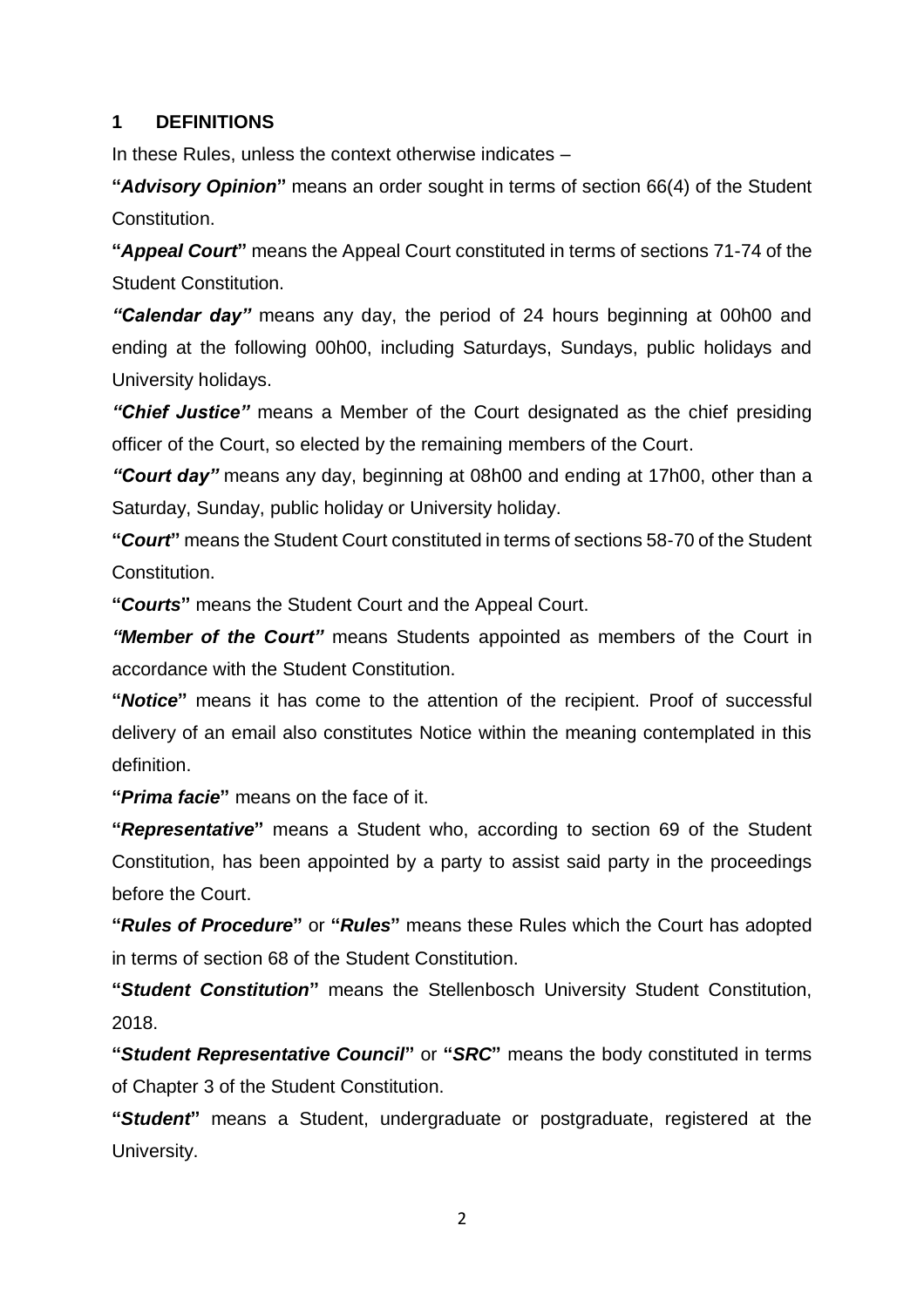## 1 DEFINITIONS

In these Rules, unless the context otherwise indicates –

**"*Advisory Opinion*"** means an order sought in terms of section 66(4) of the Student Constitution.

**"*Appeal Court*"** means the Appeal Court constituted in terms of sections 71-74 of the Student Constitution.

***"Calendar day"*** means any day, the period of 24 hours beginning at 00h00 and ending at the following 00h00, including Saturdays, Sundays, public holidays and University holidays.

***"Chief Justice"*** means a Member of the Court designated as the chief presiding officer of the Court, so elected by the remaining members of the Court.

***"Court day"*** means any day, beginning at 08h00 and ending at 17h00, other than a Saturday, Sunday, public holiday or University holiday.

**"*Court*"** means the Student Court constituted in terms of sections 58-70 of the Student Constitution.

**"*Courts*"** means the Student Court and the Appeal Court.

***"Member of the Court"*** means Students appointed as members of the Court in accordance with the Student Constitution.

**"*Notice*"** means it has come to the attention of the recipient. Proof of successful delivery of an email also constitutes Notice within the meaning contemplated in this definition.

**"*Prima facie*"** means on the face of it.

**"*Representative*"** means a Student who, according to section 69 of the Student Constitution, has been appointed by a party to assist said party in the proceedings before the Court.

**"*Rules of Procedure*"** or **"*Rules*"** means these Rules which the Court has adopted in terms of section 68 of the Student Constitution.

**"*Student Constitution*"** means the Stellenbosch University Student Constitution, 2018.

**"*Student Representative Council*"** or **"*SRC*"** means the body constituted in terms of Chapter 3 of the Student Constitution.

**"*Student*"** means a Student, undergraduate or postgraduate, registered at the University.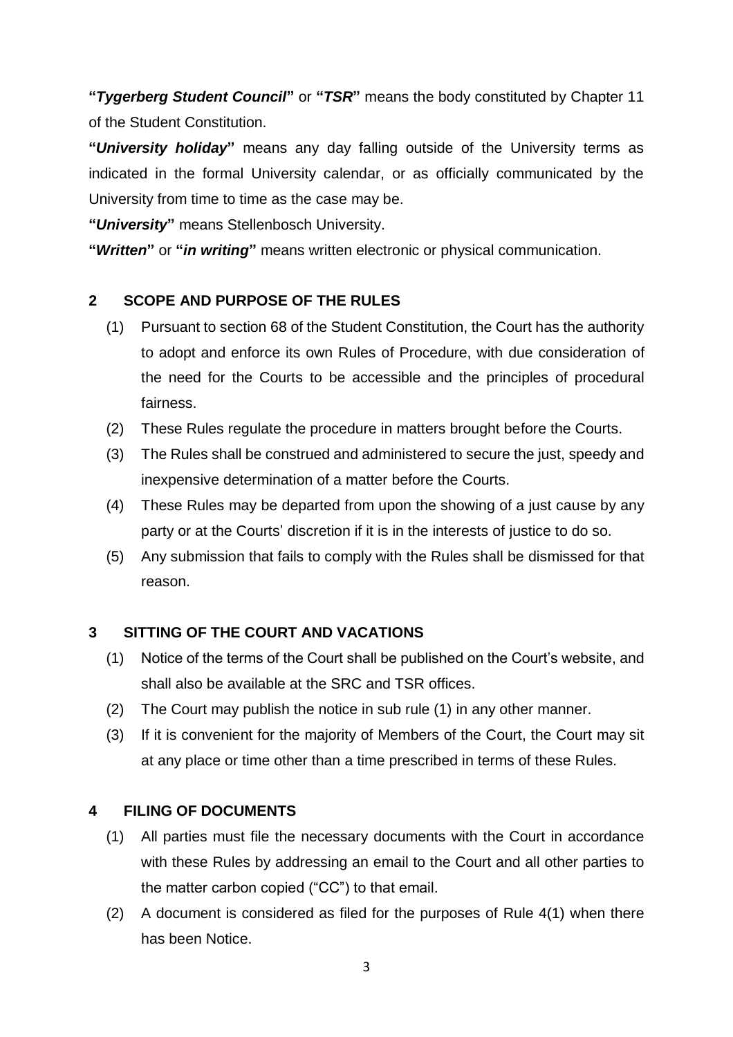**"*Tygerberg Student Council*"** or **"*TSR*"** means the body constituted by Chapter 11 of the Student Constitution.

**"*University holiday*"** means any day falling outside of the University terms as indicated in the formal University calendar, or as officially communicated by the University from time to time as the case may be.

**"*University*"** means Stellenbosch University.

**"*Written*"** or **"*in writing*"** means written electronic or physical communication.

## 2 SCOPE AND PURPOSE OF THE RULES

(1) Pursuant to section 68 of the Student Constitution, the Court has the authority to adopt and enforce its own Rules of Procedure, with due consideration of the need for the Courts to be accessible and the principles of procedural fairness.

(2) These Rules regulate the procedure in matters brought before the Courts.

(3) The Rules shall be construed and administered to secure the just, speedy and inexpensive determination of a matter before the Courts.

(4) These Rules may be departed from upon the showing of a just cause by any party or at the Courts' discretion if it is in the interests of justice to do so.

(5) Any submission that fails to comply with the Rules shall be dismissed for that reason.

## 3 SITTING OF THE COURT AND VACATIONS

(1) Notice of the terms of the Court shall be published on the Court's website, and shall also be available at the SRC and TSR offices.

(2) The Court may publish the notice in sub rule (1) in any other manner.

(3) If it is convenient for the majority of Members of the Court, the Court may sit at any place or time other than a time prescribed in terms of these Rules.

## 4 FILING OF DOCUMENTS

(1) All parties must file the necessary documents with the Court in accordance with these Rules by addressing an email to the Court and all other parties to the matter carbon copied ("CC") to that email.

(2) A document is considered as filed for the purposes of Rule 4(1) when there has been Notice.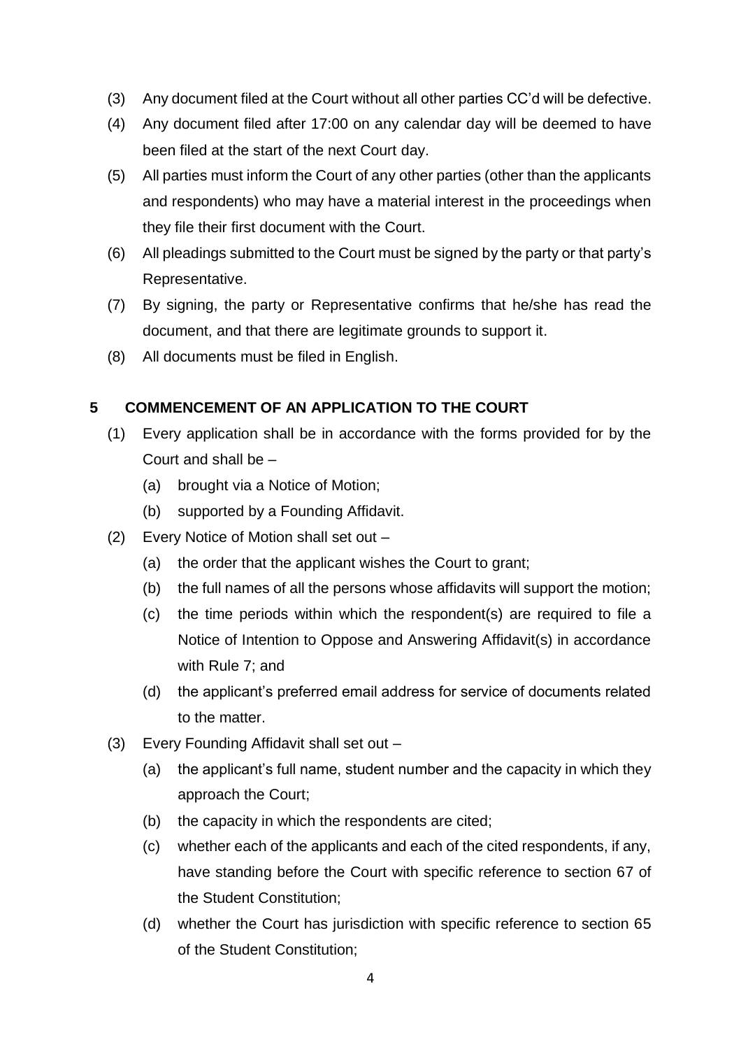(3) Any document filed at the Court without all other parties CC'd will be defective.

(4) Any document filed after 17:00 on any calendar day will be deemed to have been filed at the start of the next Court day.

(5) All parties must inform the Court of any other parties (other than the applicants and respondents) who may have a material interest in the proceedings when they file their first document with the Court.

(6) All pleadings submitted to the Court must be signed by the party or that party's Representative.

(7) By signing, the party or Representative confirms that he/she has read the document, and that there are legitimate grounds to support it.

(8) All documents must be filed in English.

## 5 COMMENCEMENT OF AN APPLICATION TO THE COURT

(1) Every application shall be in accordance with the forms provided for by the Court and shall be –

  (a) brought via a Notice of Motion;

  (b) supported by a Founding Affidavit.

(2) Every Notice of Motion shall set out –

  (a) the order that the applicant wishes the Court to grant;

  (b) the full names of all the persons whose affidavits will support the motion;

  (c) the time periods within which the respondent(s) are required to file a Notice of Intention to Oppose and Answering Affidavit(s) in accordance with Rule 7; and

  (d) the applicant's preferred email address for service of documents related to the matter.

(3) Every Founding Affidavit shall set out –

  (a) the applicant's full name, student number and the capacity in which they approach the Court;

  (b) the capacity in which the respondents are cited;

  (c) whether each of the applicants and each of the cited respondents, if any, have standing before the Court with specific reference to section 67 of the Student Constitution;

  (d) whether the Court has jurisdiction with specific reference to section 65 of the Student Constitution;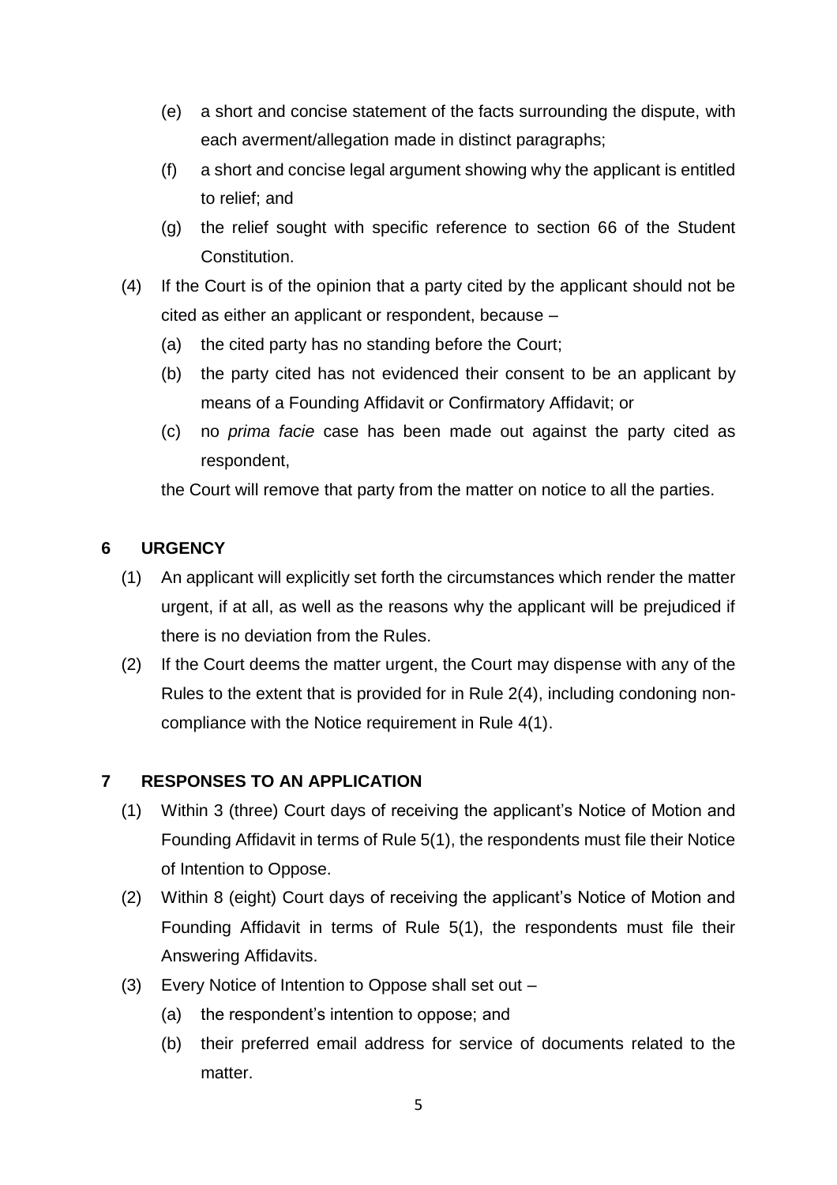(e) a short and concise statement of the facts surrounding the dispute, with each averment/allegation made in distinct paragraphs;

(f) a short and concise legal argument showing why the applicant is entitled to relief; and

(g) the relief sought with specific reference to section 66 of the Student Constitution.

(4) If the Court is of the opinion that a party cited by the applicant should not be cited as either an applicant or respondent, because –

(a) the cited party has no standing before the Court;

(b) the party cited has not evidenced their consent to be an applicant by means of a Founding Affidavit or Confirmatory Affidavit; or

(c) no *prima facie* case has been made out against the party cited as respondent,

the Court will remove that party from the matter on notice to all the parties.

## 6 URGENCY

(1) An applicant will explicitly set forth the circumstances which render the matter urgent, if at all, as well as the reasons why the applicant will be prejudiced if there is no deviation from the Rules.

(2) If the Court deems the matter urgent, the Court may dispense with any of the Rules to the extent that is provided for in Rule 2(4), including condoning non-compliance with the Notice requirement in Rule 4(1).

## 7 RESPONSES TO AN APPLICATION

(1) Within 3 (three) Court days of receiving the applicant's Notice of Motion and Founding Affidavit in terms of Rule 5(1), the respondents must file their Notice of Intention to Oppose.

(2) Within 8 (eight) Court days of receiving the applicant's Notice of Motion and Founding Affidavit in terms of Rule 5(1), the respondents must file their Answering Affidavits.

(3) Every Notice of Intention to Oppose shall set out –

(a) the respondent's intention to oppose; and

(b) their preferred email address for service of documents related to the matter.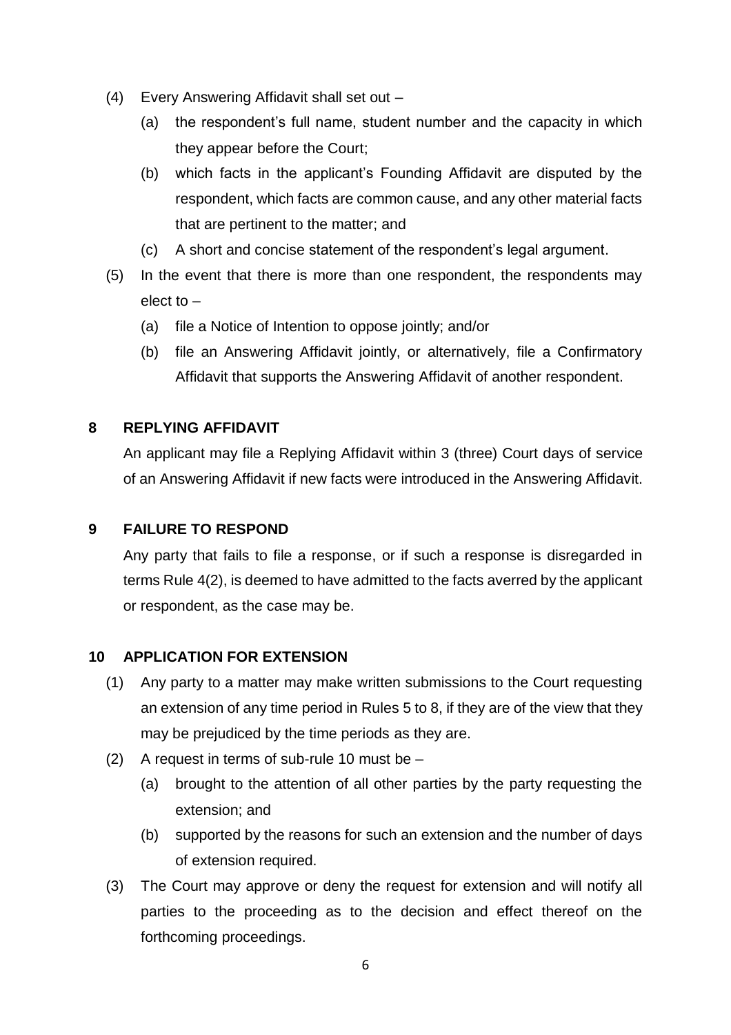(4) Every Answering Affidavit shall set out –

  (a) the respondent's full name, student number and the capacity in which they appear before the Court;

  (b) which facts in the applicant's Founding Affidavit are disputed by the respondent, which facts are common cause, and any other material facts that are pertinent to the matter; and

  (c) A short and concise statement of the respondent's legal argument.

(5) In the event that there is more than one respondent, the respondents may elect to –

  (a) file a Notice of Intention to oppose jointly; and/or

  (b) file an Answering Affidavit jointly, or alternatively, file a Confirmatory Affidavit that supports the Answering Affidavit of another respondent.

## 8 REPLYING AFFIDAVIT

An applicant may file a Replying Affidavit within 3 (three) Court days of service of an Answering Affidavit if new facts were introduced in the Answering Affidavit.

## 9 FAILURE TO RESPOND

Any party that fails to file a response, or if such a response is disregarded in terms Rule 4(2), is deemed to have admitted to the facts averred by the applicant or respondent, as the case may be.

## 10 APPLICATION FOR EXTENSION

(1) Any party to a matter may make written submissions to the Court requesting an extension of any time period in Rules 5 to 8, if they are of the view that they may be prejudiced by the time periods as they are.

(2) A request in terms of sub-rule 10 must be –

  (a) brought to the attention of all other parties by the party requesting the extension; and

  (b) supported by the reasons for such an extension and the number of days of extension required.

(3) The Court may approve or deny the request for extension and will notify all parties to the proceeding as to the decision and effect thereof on the forthcoming proceedings.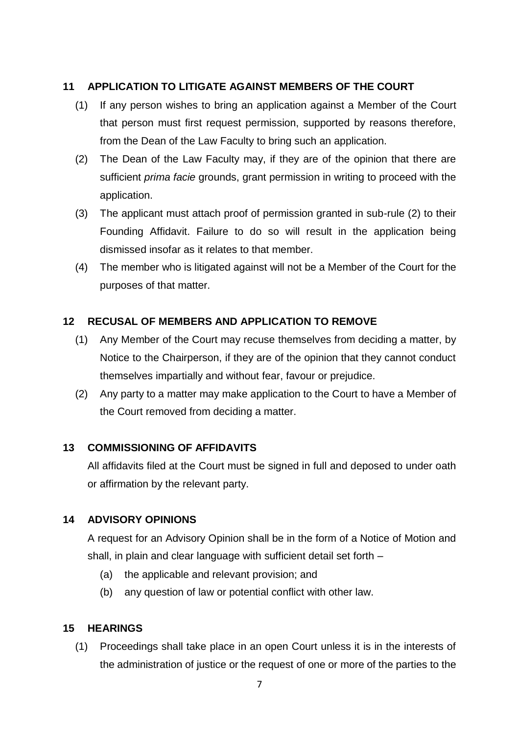## 11 APPLICATION TO LITIGATE AGAINST MEMBERS OF THE COURT

(1) If any person wishes to bring an application against a Member of the Court that person must first request permission, supported by reasons therefore, from the Dean of the Law Faculty to bring such an application.

(2) The Dean of the Law Faculty may, if they are of the opinion that there are sufficient *prima facie* grounds, grant permission in writing to proceed with the application.

(3) The applicant must attach proof of permission granted in sub-rule (2) to their Founding Affidavit. Failure to do so will result in the application being dismissed insofar as it relates to that member.

(4) The member who is litigated against will not be a Member of the Court for the purposes of that matter.

## 12 RECUSAL OF MEMBERS AND APPLICATION TO REMOVE

(1) Any Member of the Court may recuse themselves from deciding a matter, by Notice to the Chairperson, if they are of the opinion that they cannot conduct themselves impartially and without fear, favour or prejudice.

(2) Any party to a matter may make application to the Court to have a Member of the Court removed from deciding a matter.

## 13 COMMISSIONING OF AFFIDAVITS

All affidavits filed at the Court must be signed in full and deposed to under oath or affirmation by the relevant party.

## 14 ADVISORY OPINIONS

A request for an Advisory Opinion shall be in the form of a Notice of Motion and shall, in plain and clear language with sufficient detail set forth –

(a) the applicable and relevant provision; and

(b) any question of law or potential conflict with other law.

## 15 HEARINGS

(1) Proceedings shall take place in an open Court unless it is in the interests of the administration of justice or the request of one or more of the parties to the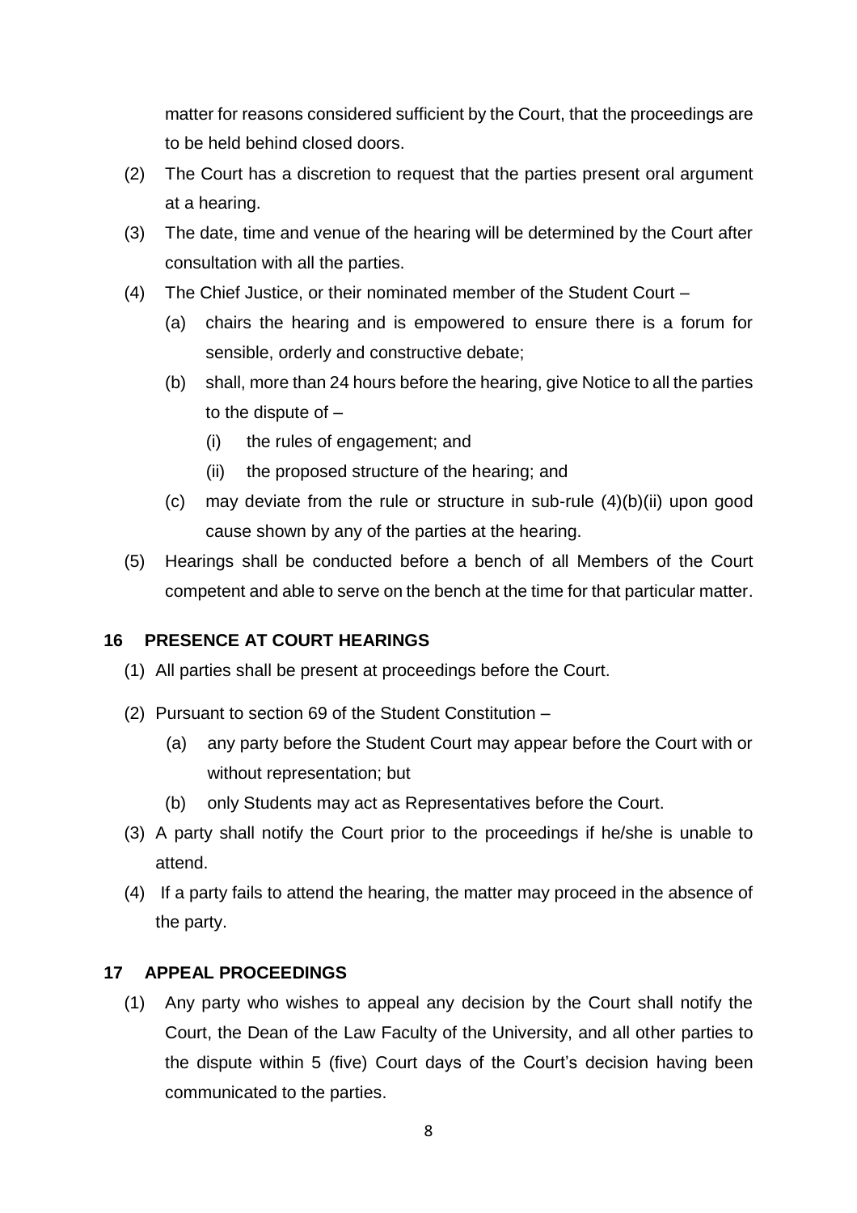matter for reasons considered sufficient by the Court, that the proceedings are to be held behind closed doors.

(2) The Court has a discretion to request that the parties present oral argument at a hearing.

(3) The date, time and venue of the hearing will be determined by the Court after consultation with all the parties.

(4) The Chief Justice, or their nominated member of the Student Court –

  (a) chairs the hearing and is empowered to ensure there is a forum for sensible, orderly and constructive debate;

  (b) shall, more than 24 hours before the hearing, give Notice to all the parties to the dispute of –

    (i) the rules of engagement; and

    (ii) the proposed structure of the hearing; and

  (c) may deviate from the rule or structure in sub-rule (4)(b)(ii) upon good cause shown by any of the parties at the hearing.

(5) Hearings shall be conducted before a bench of all Members of the Court competent and able to serve on the bench at the time for that particular matter.

## 16 PRESENCE AT COURT HEARINGS

(1) All parties shall be present at proceedings before the Court.

(2) Pursuant to section 69 of the Student Constitution –

  (a) any party before the Student Court may appear before the Court with or without representation; but

  (b) only Students may act as Representatives before the Court.

(3) A party shall notify the Court prior to the proceedings if he/she is unable to attend.

(4) If a party fails to attend the hearing, the matter may proceed in the absence of the party.

## 17 APPEAL PROCEEDINGS

(1) Any party who wishes to appeal any decision by the Court shall notify the Court, the Dean of the Law Faculty of the University, and all other parties to the dispute within 5 (five) Court days of the Court's decision having been communicated to the parties.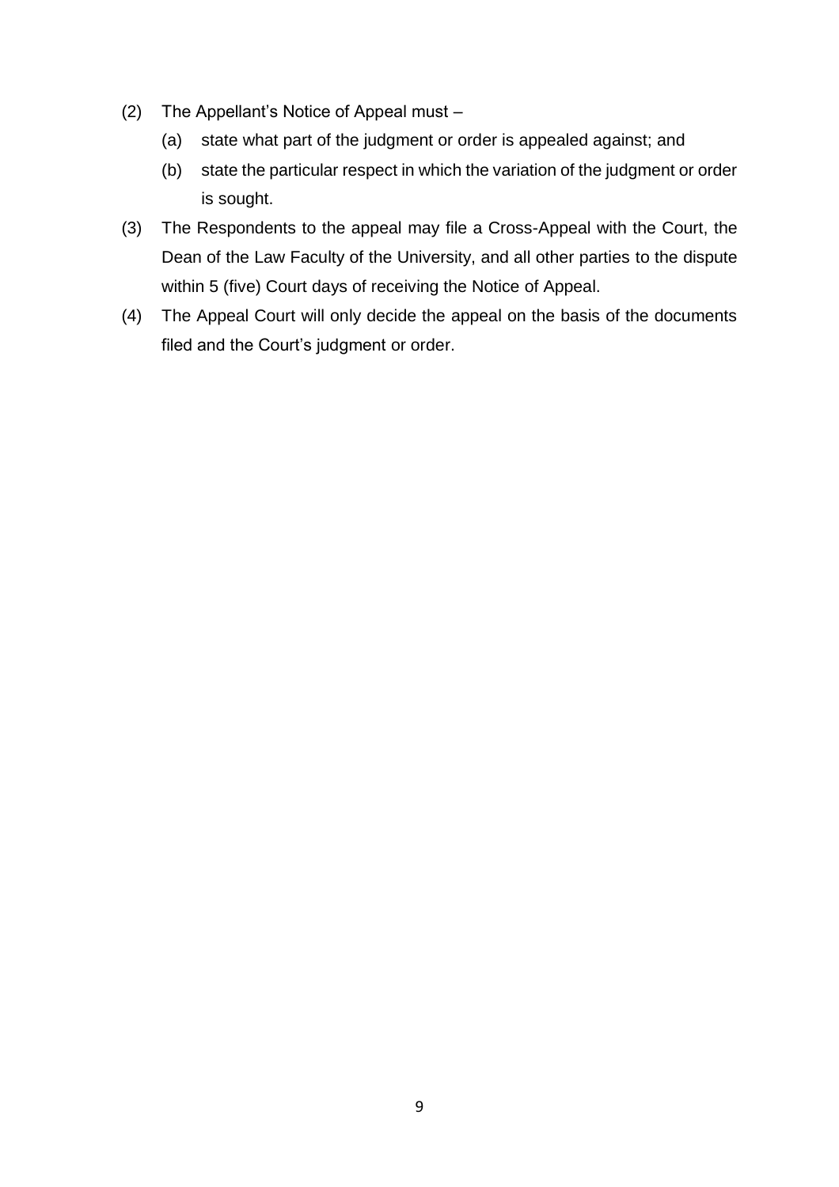(2) The Appellant's Notice of Appeal must –

 (a) state what part of the judgment or order is appealed against; and

 (b) state the particular respect in which the variation of the judgment or order is sought.

(3) The Respondents to the appeal may file a Cross-Appeal with the Court, the Dean of the Law Faculty of the University, and all other parties to the dispute within 5 (five) Court days of receiving the Notice of Appeal.

(4) The Appeal Court will only decide the appeal on the basis of the documents filed and the Court's judgment or order.